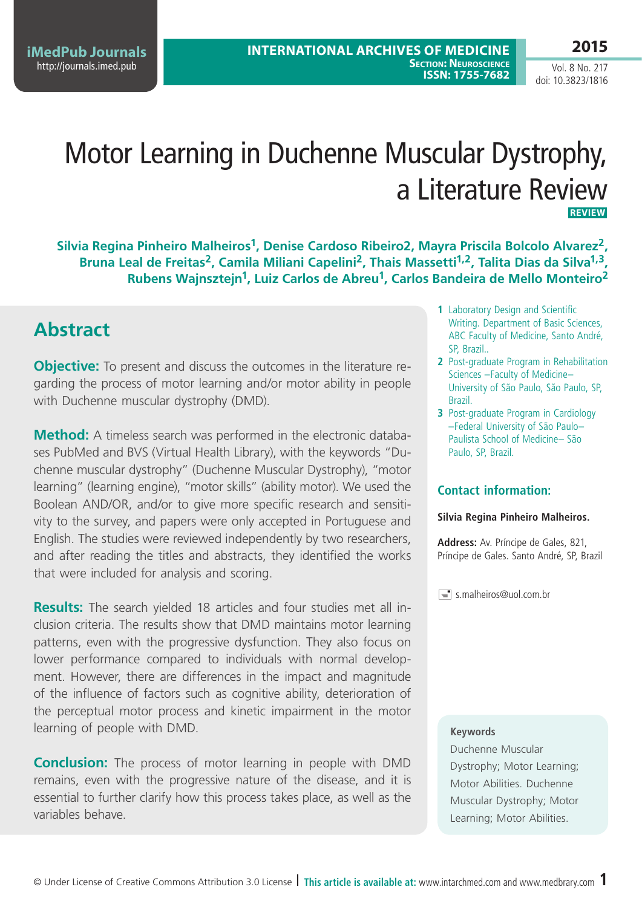# Motor Learning in Duchenne Muscular Dystrophy, a Literature Review

**REVIEW**

**Silvia Regina Pinheiro Malheiros[1], Denise Cardoso Ribeiro2, Mayra Priscila Bolcolo Alvarez[2], Bruna Leal de Freitas[2], Camila Miliani Capelini[2], Thais Massetti[1,2], Talita Dias da Silva[1,3], Rubens Wajnsztejn[1], Luiz Carlos de Abreu[1], Carlos Bandeira de Mello Monteiro[2]**

1 Laboratory Design and Scientific Writing. Department of Basic Sciences, ABC Faculty of Medicine, Santo André, SP, Brazil..

2 Post-graduate Program in Rehabilitation Sciences –Faculty of Medicine– University of São Paulo, São Paulo, SP, Brazil.

3 Post-graduate Program in Cardiology –Federal University of São Paulo– Paulista School of Medicine– São Paulo, SP, Brazil.

### Contact information:

**Silvia Regina Pinheiro Malheiros.**

**Address:** Av. Príncipe de Gales, 821, Príncipe de Gales. Santo André, SP, Brazil

s.malheiros@uol.com.br

## Abstract

**Objective:** To present and discuss the outcomes in the literature regarding the process of motor learning and/or motor ability in people with Duchenne muscular dystrophy (DMD).

**Method:** A timeless search was performed in the electronic databases PubMed and BVS (Virtual Health Library), with the keywords "Duchenne muscular dystrophy" (Duchenne Muscular Dystrophy), "motor learning" (learning engine), "motor skills" (ability motor). We used the Boolean AND/OR, and/or to give more specific research and sensitivity to the survey, and papers were only accepted in Portuguese and English. The studies were reviewed independently by two researchers, and after reading the titles and abstracts, they identified the works that were included for analysis and scoring.

**Results:** The search yielded 18 articles and four studies met all inclusion criteria. The results show that DMD maintains motor learning patterns, even with the progressive dysfunction. They also focus on lower performance compared to individuals with normal development. However, there are differences in the impact and magnitude of the influence of factors such as cognitive ability, deterioration of the perceptual motor process and kinetic impairment in the motor learning of people with DMD.

**Conclusion:** The process of motor learning in people with DMD remains, even with the progressive nature of the disease, and it is essential to further clarify how this process takes place, as well as the variables behave.

**Keywords**

Duchenne Muscular Dystrophy; Motor Learning; Motor Abilities. Duchenne Muscular Dystrophy; Motor Learning; Motor Abilities.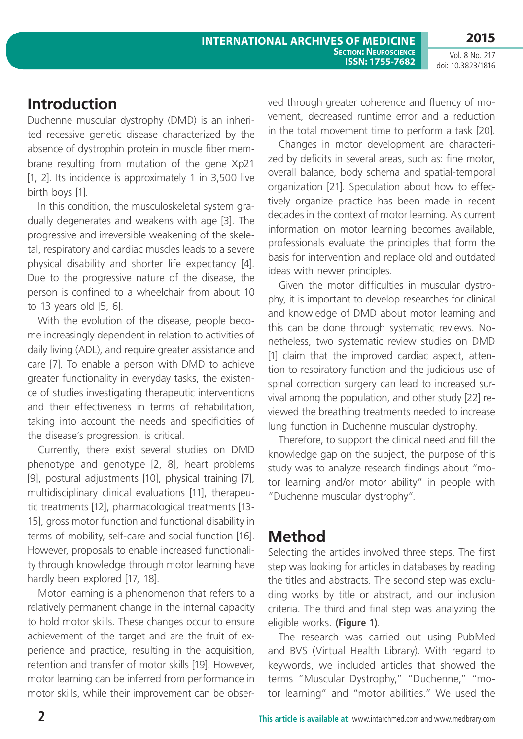## Introduction

Duchenne muscular dystrophy (DMD) is an inherited recessive genetic disease characterized by the absence of dystrophin protein in muscle fiber membrane resulting from mutation of the gene Xp21 [1, 2]. Its incidence is approximately 1 in 3,500 live birth boys [1].

In this condition, the musculoskeletal system gradually degenerates and weakens with age [3]. The progressive and irreversible weakening of the skeletal, respiratory and cardiac muscles leads to a severe physical disability and shorter life expectancy [4]. Due to the progressive nature of the disease, the person is confined to a wheelchair from about 10 to 13 years old [5, 6].

With the evolution of the disease, people become increasingly dependent in relation to activities of daily living (ADL), and require greater assistance and care [7]. To enable a person with DMD to achieve greater functionality in everyday tasks, the existence of studies investigating therapeutic interventions and their effectiveness in terms of rehabilitation, taking into account the needs and specificities of the disease's progression, is critical.

Currently, there exist several studies on DMD phenotype and genotype [2, 8], heart problems [9], postural adjustments [10], physical training [7], multidisciplinary clinical evaluations [11], therapeutic treatments [12], pharmacological treatments [13-15], gross motor function and functional disability in terms of mobility, self-care and social function [16]. However, proposals to enable increased functionality through knowledge through motor learning have hardly been explored [17, 18].

Motor learning is a phenomenon that refers to a relatively permanent change in the internal capacity to hold motor skills. These changes occur to ensure achievement of the target and are the fruit of experience and practice, resulting in the acquisition, retention and transfer of motor skills [19]. However, motor learning can be inferred from performance in motor skills, while their improvement can be observed through greater coherence and fluency of movement, decreased runtime error and a reduction in the total movement time to perform a task [20].

Changes in motor development are characterized by deficits in several areas, such as: fine motor, overall balance, body schema and spatial-temporal organization [21]. Speculation about how to effectively organize practice has been made in recent decades in the context of motor learning. As current information on motor learning becomes available, professionals evaluate the principles that form the basis for intervention and replace old and outdated ideas with newer principles.

Given the motor difficulties in muscular dystrophy, it is important to develop researches for clinical and knowledge of DMD about motor learning and this can be done through systematic reviews. Nonetheless, two systematic review studies on DMD [1] claim that the improved cardiac aspect, attention to respiratory function and the judicious use of spinal correction surgery can lead to increased survival among the population, and other study [22] reviewed the breathing treatments needed to increase lung function in Duchenne muscular dystrophy.

Therefore, to support the clinical need and fill the knowledge gap on the subject, the purpose of this study was to analyze research findings about "motor learning and/or motor ability" in people with "Duchenne muscular dystrophy".

## Method

Selecting the articles involved three steps. The first step was looking for articles in databases by reading the titles and abstracts. The second step was excluding works by title or abstract, and our inclusion criteria. The third and final step was analyzing the eligible works. **(Figure 1)**.

The research was carried out using PubMed and BVS (Virtual Health Library). With regard to keywords, we included articles that showed the terms "Muscular Dystrophy," "Duchenne," "motor learning" and "motor abilities." We used the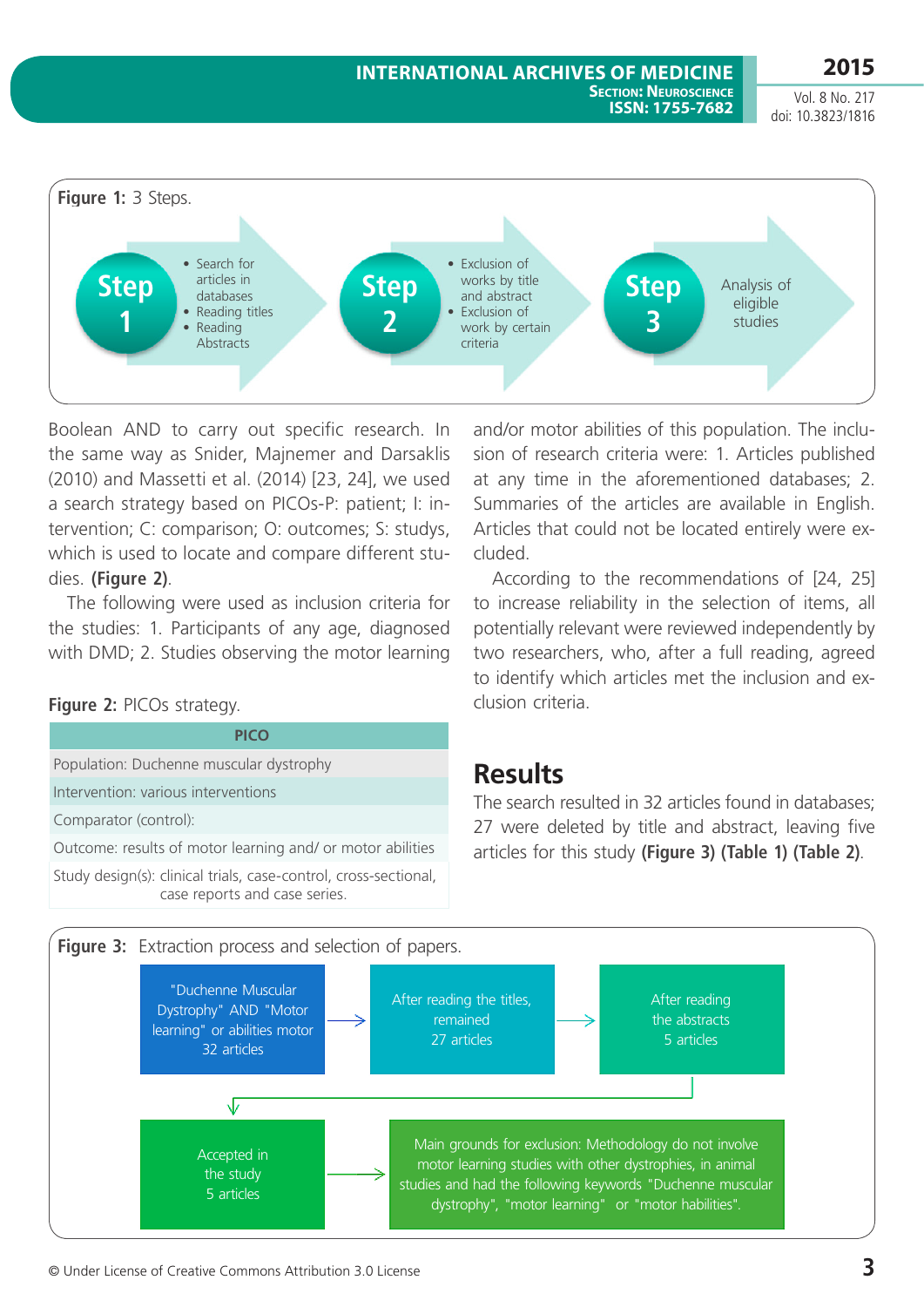**Figure 1:** 3 Steps.

**Step 1**
- Search for articles in databases
- Reading titles
- Reading Abstracts

**Step 2**
- Exclusion of works by title and abstract
- Exclusion of work by certain criteria

**Step 3**

Analysis of eligible studies

Boolean AND to carry out specific research. In the same way as Snider, Majnemer and Darsaklis (2010) and Massetti et al. (2014) [23, 24], we used a search strategy based on PICOs-P: patient; I: intervention; C: comparison; O: outcomes; S: studys, which is used to locate and compare different studies. **(Figure 2)**.

The following were used as inclusion criteria for the studies: 1. Participants of any age, diagnosed with DMD; 2. Studies observing the motor learning and/or motor abilities of this population. The inclusion of research criteria were: 1. Articles published at any time in the aforementioned databases; 2. Summaries of the articles are available in English. Articles that could not be located entirely were excluded.

According to the recommendations of [24, 25] to increase reliability in the selection of items, all potentially relevant were reviewed independently by two researchers, who, after a full reading, agreed to identify which articles met the inclusion and exclusion criteria.

**Figure 2:** PICOs strategy.

| PICO |
|---|
| Population: Duchenne muscular dystrophy |
| Intervention: various interventions |
| Comparator (control): |
| Outcome: results of motor learning and/ or motor abilities |
| Study design(s): clinical trials, case-control, cross-sectional, case reports and case series. |

## Results

The search resulted in 32 articles found in databases; 27 were deleted by title and abstract, leaving five articles for this study **(Figure 3) (Table 1) (Table 2)**.

**Figure 3:** Extraction process and selection of papers.

"Duchenne Muscular Dystrophy" AND "Motor learning" or abilities motor 32 articles → After reading the titles, remained 27 articles → After reading the abstracts 5 articles → Accepted in the study 5 articles → Main grounds for exclusion: Methodology do not involve motor learning studies with other dystrophies, in animal studies and had the following keywords "Duchenne muscular dystrophy", "motor learning" or "motor habilities".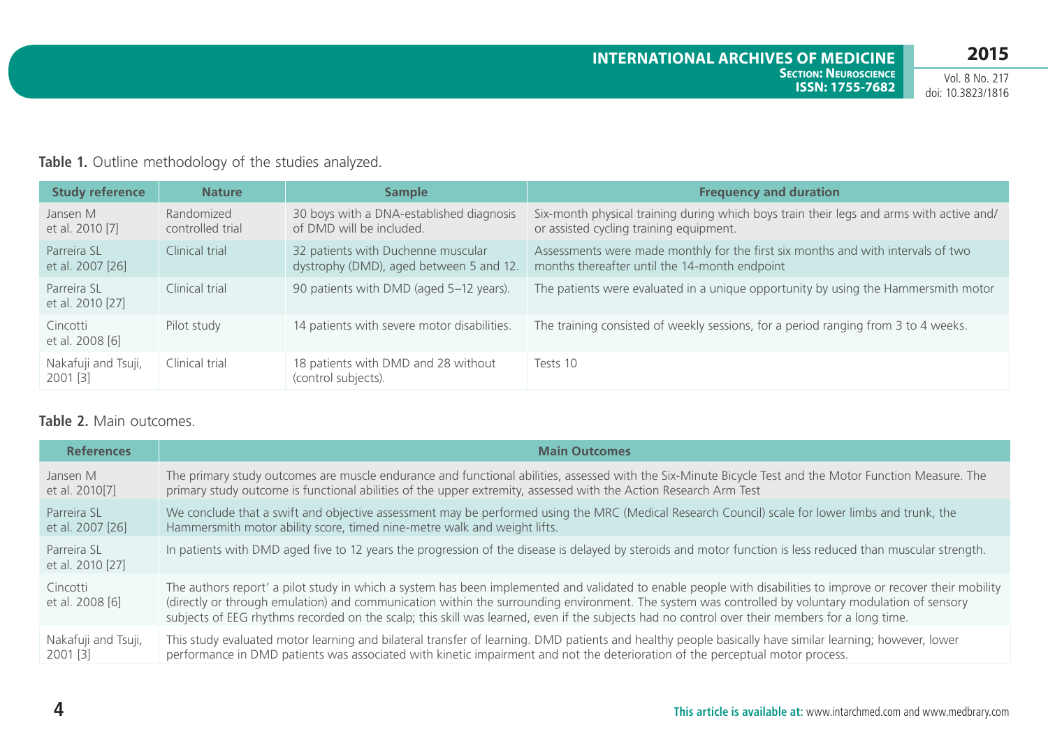**Table 1.** Outline methodology of the studies analyzed.

| Study reference | Nature | Sample | Frequency and duration |
|---|---|---|---|
| Jansen M et al. 2010 [7] | Randomized controlled trial | 30 boys with a DNA-established diagnosis of DMD will be included. | Six-month physical training during which boys train their legs and arms with active and/or assisted cycling training equipment. |
| Parreira SL et al. 2007 [26] | Clinical trial | 32 patients with Duchenne muscular dystrophy (DMD), aged between 5 and 12. | Assessments were made monthly for the first six months and with intervals of two months thereafter until the 14-month endpoint |
| Parreira SL et al. 2010 [27] | Clinical trial | 90 patients with DMD (aged 5–12 years). | The patients were evaluated in a unique opportunity by using the Hammersmith motor |
| Cincotti et al. 2008 [6] | Pilot study | 14 patients with severe motor disabilities. | The training consisted of weekly sessions, for a period ranging from 3 to 4 weeks. |
| Nakafuji and Tsuji, 2001 [3] | Clinical trial | 18 patients with DMD and 28 without (control subjects). | Tests 10 |

**Table 2.** Main outcomes.

| References | Main Outcomes |
|---|---|
| Jansen M et al. 2010[7] | The primary study outcomes are muscle endurance and functional abilities, assessed with the Six-Minute Bicycle Test and the Motor Function Measure. The primary study outcome is functional abilities of the upper extremity, assessed with the Action Research Arm Test |
| Parreira SL et al. 2007 [26] | We conclude that a swift and objective assessment may be performed using the MRC (Medical Research Council) scale for lower limbs and trunk, the Hammersmith motor ability score, timed nine-metre walk and weight lifts. |
| Parreira SL et al. 2010 [27] | In patients with DMD aged five to 12 years the progression of the disease is delayed by steroids and motor function is less reduced than muscular strength. |
| Cincotti et al. 2008 [6] | The authors report' a pilot study in which a system has been implemented and validated to enable people with disabilities to improve or recover their mobility (directly or through emulation) and communication within the surrounding environment. The system was controlled by voluntary modulation of sensory subjects of EEG rhythms recorded on the scalp; this skill was learned, even if the subjects had no control over their members for a long time. |
| Nakafuji and Tsuji, 2001 [3] | This study evaluated motor learning and bilateral transfer of learning. DMD patients and healthy people basically have similar learning; however, lower performance in DMD patients was associated with kinetic impairment and not the deterioration of the perceptual motor process. |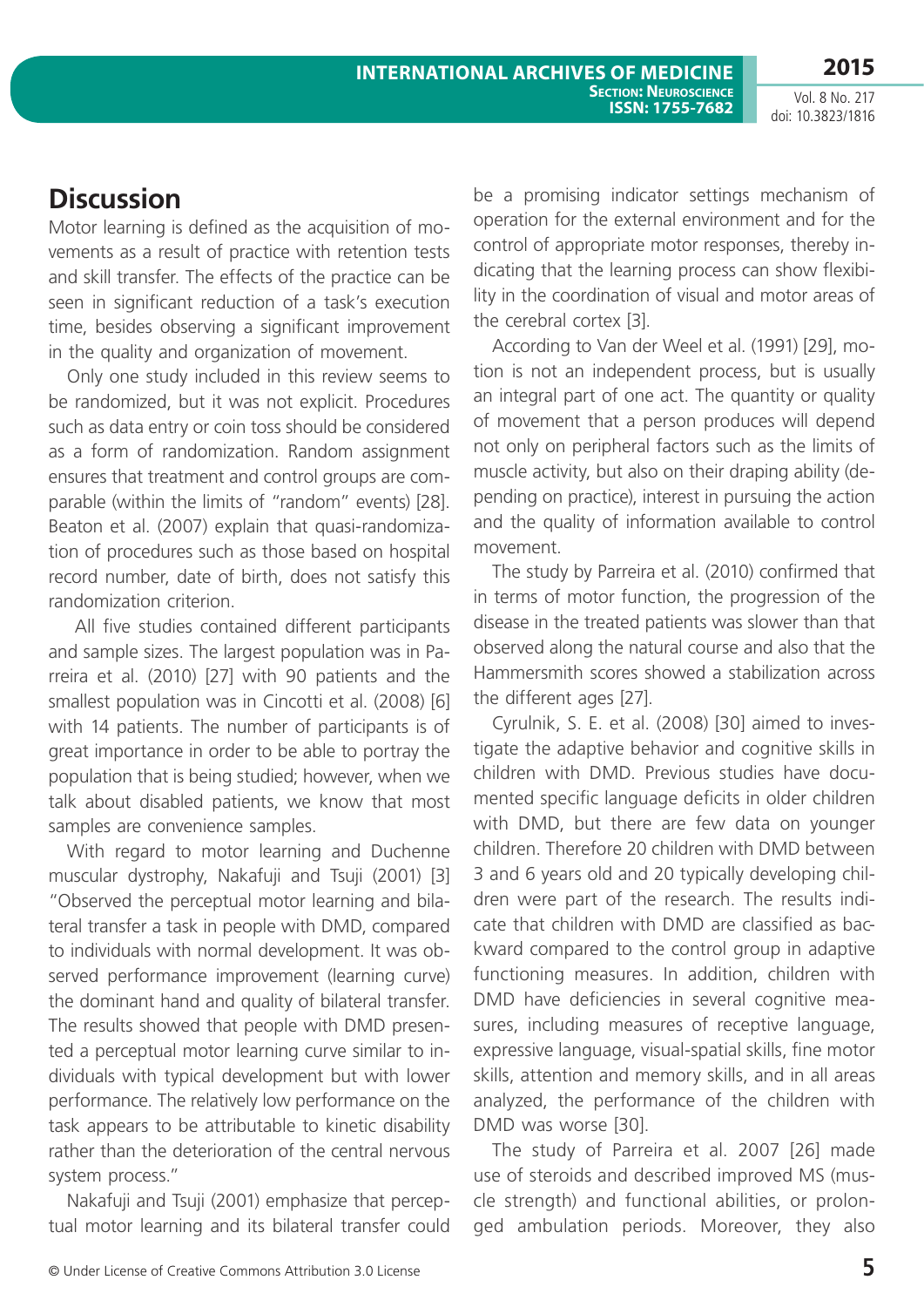## Discussion

Motor learning is defined as the acquisition of movements as a result of practice with retention tests and skill transfer. The effects of the practice can be seen in significant reduction of a task's execution time, besides observing a significant improvement in the quality and organization of movement.

Only one study included in this review seems to be randomized, but it was not explicit. Procedures such as data entry or coin toss should be considered as a form of randomization. Random assignment ensures that treatment and control groups are comparable (within the limits of "random" events) [28]. Beaton et al. (2007) explain that quasi-randomization of procedures such as those based on hospital record number, date of birth, does not satisfy this randomization criterion.

All five studies contained different participants and sample sizes. The largest population was in Parreira et al. (2010) [27] with 90 patients and the smallest population was in Cincotti et al. (2008) [6] with 14 patients. The number of participants is of great importance in order to be able to portray the population that is being studied; however, when we talk about disabled patients, we know that most samples are convenience samples.

With regard to motor learning and Duchenne muscular dystrophy, Nakafuji and Tsuji (2001) [3] "Observed the perceptual motor learning and bilateral transfer a task in people with DMD, compared to individuals with normal development. It was observed performance improvement (learning curve) the dominant hand and quality of bilateral transfer. The results showed that people with DMD presented a perceptual motor learning curve similar to individuals with typical development but with lower performance. The relatively low performance on the task appears to be attributable to kinetic disability rather than the deterioration of the central nervous system process."

Nakafuji and Tsuji (2001) emphasize that perceptual motor learning and its bilateral transfer could be a promising indicator settings mechanism of operation for the external environment and for the control of appropriate motor responses, thereby indicating that the learning process can show flexibility in the coordination of visual and motor areas of the cerebral cortex [3].

According to Van der Weel et al. (1991) [29], motion is not an independent process, but is usually an integral part of one act. The quantity or quality of movement that a person produces will depend not only on peripheral factors such as the limits of muscle activity, but also on their draping ability (depending on practice), interest in pursuing the action and the quality of information available to control movement.

The study by Parreira et al. (2010) confirmed that in terms of motor function, the progression of the disease in the treated patients was slower than that observed along the natural course and also that the Hammersmith scores showed a stabilization across the different ages [27].

Cyrulnik, S. E. et al. (2008) [30] aimed to investigate the adaptive behavior and cognitive skills in children with DMD. Previous studies have documented specific language deficits in older children with DMD, but there are few data on younger children. Therefore 20 children with DMD between 3 and 6 years old and 20 typically developing children were part of the research. The results indicate that children with DMD are classified as backward compared to the control group in adaptive functioning measures. In addition, children with DMD have deficiencies in several cognitive measures, including measures of receptive language, expressive language, visual-spatial skills, fine motor skills, attention and memory skills, and in all areas analyzed, the performance of the children with DMD was worse [30].

The study of Parreira et al. 2007 [26] made use of steroids and described improved MS (muscle strength) and functional abilities, or prolonged ambulation periods. Moreover, they also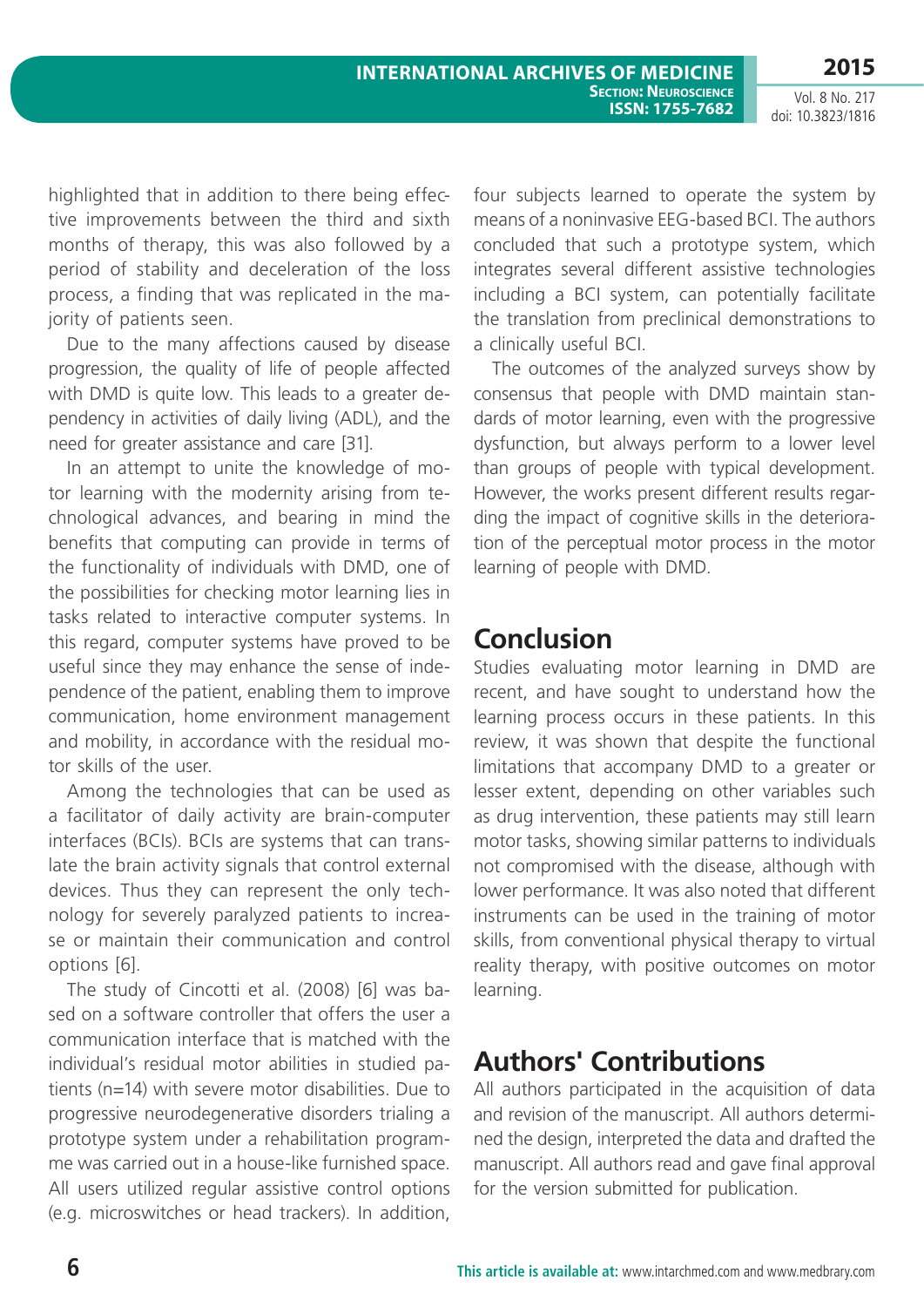highlighted that in addition to there being effective improvements between the third and sixth months of therapy, this was also followed by a period of stability and deceleration of the loss process, a finding that was replicated in the majority of patients seen.

Due to the many affections caused by disease progression, the quality of life of people affected with DMD is quite low. This leads to a greater dependency in activities of daily living (ADL), and the need for greater assistance and care [31].

In an attempt to unite the knowledge of motor learning with the modernity arising from technological advances, and bearing in mind the benefits that computing can provide in terms of the functionality of individuals with DMD, one of the possibilities for checking motor learning lies in tasks related to interactive computer systems. In this regard, computer systems have proved to be useful since they may enhance the sense of independence of the patient, enabling them to improve communication, home environment management and mobility, in accordance with the residual motor skills of the user.

Among the technologies that can be used as a facilitator of daily activity are brain-computer interfaces (BCIs). BCIs are systems that can translate the brain activity signals that control external devices. Thus they can represent the only technology for severely paralyzed patients to increase or maintain their communication and control options [6].

The study of Cincotti et al. (2008) [6] was based on a software controller that offers the user a communication interface that is matched with the individual's residual motor abilities in studied patients (n=14) with severe motor disabilities. Due to progressive neurodegenerative disorders trialing a prototype system under a rehabilitation programme was carried out in a house-like furnished space. All users utilized regular assistive control options (e.g. microswitches or head trackers). In addition, four subjects learned to operate the system by means of a noninvasive EEG-based BCI. The authors concluded that such a prototype system, which integrates several different assistive technologies including a BCI system, can potentially facilitate the translation from preclinical demonstrations to a clinically useful BCI.

The outcomes of the analyzed surveys show by consensus that people with DMD maintain standards of motor learning, even with the progressive dysfunction, but always perform to a lower level than groups of people with typical development. However, the works present different results regarding the impact of cognitive skills in the deterioration of the perceptual motor process in the motor learning of people with DMD.

## Conclusion

Studies evaluating motor learning in DMD are recent, and have sought to understand how the learning process occurs in these patients. In this review, it was shown that despite the functional limitations that accompany DMD to a greater or lesser extent, depending on other variables such as drug intervention, these patients may still learn motor tasks, showing similar patterns to individuals not compromised with the disease, although with lower performance. It was also noted that different instruments can be used in the training of motor skills, from conventional physical therapy to virtual reality therapy, with positive outcomes on motor learning.

## Authors' Contributions

All authors participated in the acquisition of data and revision of the manuscript. All authors determined the design, interpreted the data and drafted the manuscript. All authors read and gave final approval for the version submitted for publication.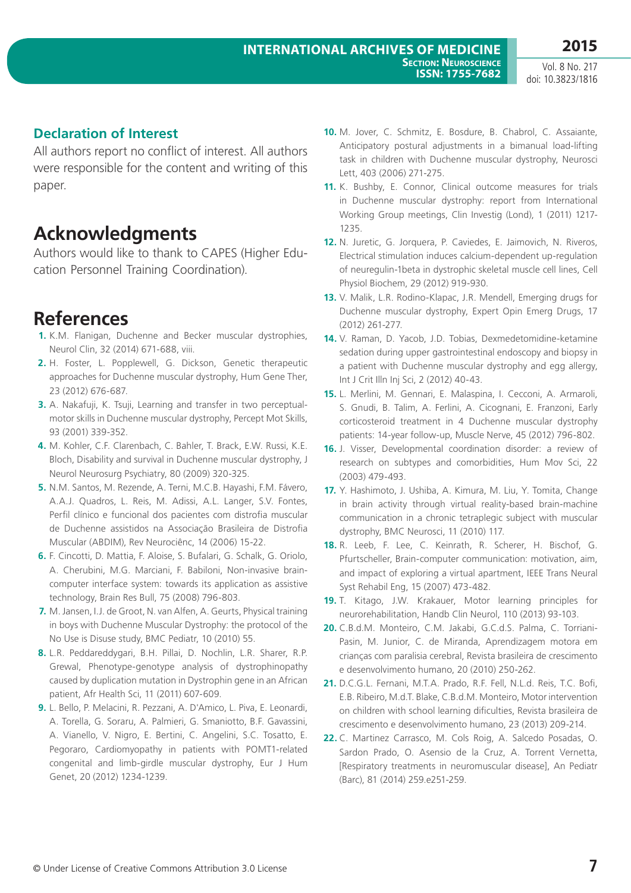## Declaration of Interest

All authors report no conflict of interest. All authors were responsible for the content and writing of this paper.

# Acknowledgments

Authors would like to thank to CAPES (Higher Education Personnel Training Coordination).

# References

1. K.M. Flanigan, Duchenne and Becker muscular dystrophies, Neurol Clin, 32 (2014) 671-688, viii.
2. H. Foster, L. Popplewell, G. Dickson, Genetic therapeutic approaches for Duchenne muscular dystrophy, Hum Gene Ther, 23 (2012) 676-687.
3. A. Nakafuji, K. Tsuji, Learning and transfer in two perceptual-motor skills in Duchenne muscular dystrophy, Percept Mot Skills, 93 (2001) 339-352.
4. M. Kohler, C.F. Clarenbach, C. Bahler, T. Brack, E.W. Russi, K.E. Bloch, Disability and survival in Duchenne muscular dystrophy, J Neurol Neurosurg Psychiatry, 80 (2009) 320-325.
5. N.M. Santos, M. Rezende, A. Terni, M.C.B. Hayashi, F.M. Fávero, A.A.J. Quadros, L. Reis, M. Adissi, A.L. Langer, S.V. Fontes, Perfil clínico e funcional dos pacientes com distrofia muscular de Duchenne assistidos na Associação Brasileira de Distrofia Muscular (ABDIM), Rev Neurociênc, 14 (2006) 15-22.
6. F. Cincotti, D. Mattia, F. Aloise, S. Bufalari, G. Schalk, G. Oriolo, A. Cherubini, M.G. Marciani, F. Babiloni, Non-invasive brain-computer interface system: towards its application as assistive technology, Brain Res Bull, 75 (2008) 796-803.
7. M. Jansen, I.J. de Groot, N. van Alfen, A. Geurts, Physical training in boys with Duchenne Muscular Dystrophy: the protocol of the No Use is Disuse study, BMC Pediatr, 10 (2010) 55.
8. L.R. Peddareddygari, B.H. Pillai, D. Nochlin, L.R. Sharer, R.P. Grewal, Phenotype-genotype analysis of dystrophinopathy caused by duplication mutation in Dystrophin gene in an African patient, Afr Health Sci, 11 (2011) 607-609.
9. L. Bello, P. Melacini, R. Pezzani, A. D'Amico, L. Piva, E. Leonardi, A. Torella, G. Soraru, A. Palmieri, G. Smaniotto, B.F. Gavassini, A. Vianello, V. Nigro, E. Bertini, C. Angelini, S.C. Tosatto, E. Pegoraro, Cardiomyopathy in patients with POMT1-related congenital and limb-girdle muscular dystrophy, Eur J Hum Genet, 20 (2012) 1234-1239.
10. M. Jover, C. Schmitz, E. Bosdure, B. Chabrol, C. Assaiante, Anticipatory postural adjustments in a bimanual load-lifting task in children with Duchenne muscular dystrophy, Neurosci Lett, 403 (2006) 271-275.
11. K. Bushby, E. Connor, Clinical outcome measures for trials in Duchenne muscular dystrophy: report from International Working Group meetings, Clin Investig (Lond), 1 (2011) 1217-1235.
12. N. Juretic, G. Jorquera, P. Caviedes, E. Jaimovich, N. Riveros, Electrical stimulation induces calcium-dependent up-regulation of neuregulin-1beta in dystrophic skeletal muscle cell lines, Cell Physiol Biochem, 29 (2012) 919-930.
13. V. Malik, L.R. Rodino-Klapac, J.R. Mendell, Emerging drugs for Duchenne muscular dystrophy, Expert Opin Emerg Drugs, 17 (2012) 261-277.
14. V. Raman, D. Yacob, J.D. Tobias, Dexmedetomidine-ketamine sedation during upper gastrointestinal endoscopy and biopsy in a patient with Duchenne muscular dystrophy and egg allergy, Int J Crit Illn Inj Sci, 2 (2012) 40-43.
15. L. Merlini, M. Gennari, E. Malaspina, I. Cecconi, A. Armaroli, S. Gnudi, B. Talim, A. Ferlini, A. Cicognani, E. Franzoni, Early corticosteroid treatment in 4 Duchenne muscular dystrophy patients: 14-year follow-up, Muscle Nerve, 45 (2012) 796-802.
16. J. Visser, Developmental coordination disorder: a review of research on subtypes and comorbidities, Hum Mov Sci, 22 (2003) 479-493.
17. Y. Hashimoto, J. Ushiba, A. Kimura, M. Liu, Y. Tomita, Change in brain activity through virtual reality-based brain-machine communication in a chronic tetraplegic subject with muscular dystrophy, BMC Neurosci, 11 (2010) 117.
18. R. Leeb, F. Lee, C. Keinrath, R. Scherer, H. Bischof, G. Pfurtscheller, Brain-computer communication: motivation, aim, and impact of exploring a virtual apartment, IEEE Trans Neural Syst Rehabil Eng, 15 (2007) 473-482.
19. T. Kitago, J.W. Krakauer, Motor learning principles for neurorehabilitation, Handb Clin Neurol, 110 (2013) 93-103.
20. C.B.d.M. Monteiro, C.M. Jakabi, G.C.d.S. Palma, C. Torriani-Pasin, M. Junior, C. de Miranda, Aprendizagem motora em crianças com paralisia cerebral, Revista brasileira de crescimento e desenvolvimento humano, 20 (2010) 250-262.
21. D.C.G.L. Fernani, M.T.A. Prado, R.F. Fell, N.L.d. Reis, T.C. Bofi, E.B. Ribeiro, M.d.T. Blake, C.B.d.M. Monteiro, Motor intervention on children with school learning dificulties, Revista brasileira de crescimento e desenvolvimento humano, 23 (2013) 209-214.
22. C. Martinez Carrasco, M. Cols Roig, A. Salcedo Posadas, O. Sardon Prado, O. Asensio de la Cruz, A. Torrent Vernetta, [Respiratory treatments in neuromuscular disease], An Pediatr (Barc), 81 (2014) 259.e251-259.

© Under License of Creative Commons Attribution 3.0 License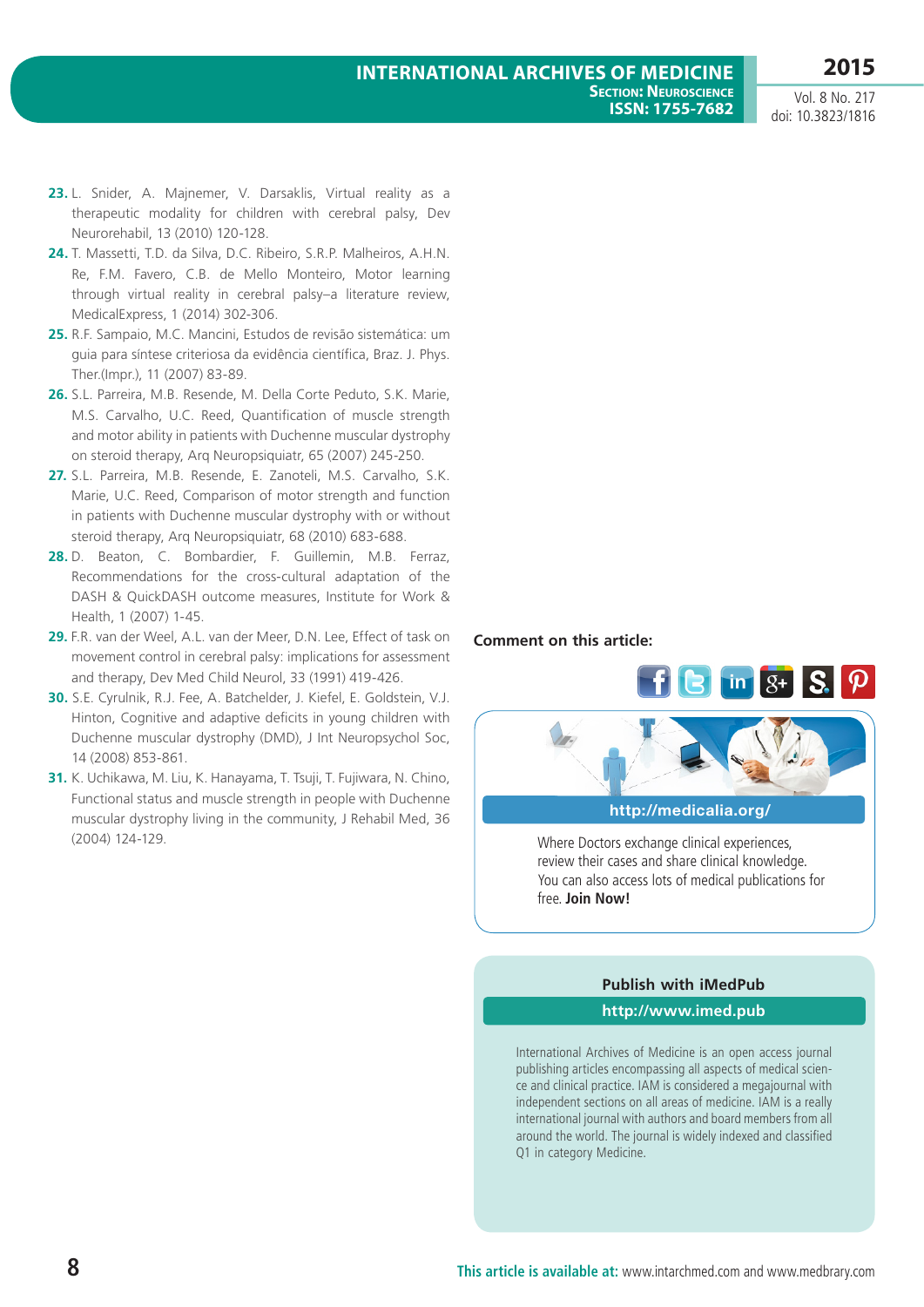23. L. Snider, A. Majnemer, V. Darsaklis, Virtual reality as a therapeutic modality for children with cerebral palsy, Dev Neurorehabil, 13 (2010) 120-128.
24. T. Massetti, T.D. da Silva, D.C. Ribeiro, S.R.P. Malheiros, A.H.N. Re, F.M. Favero, C.B. de Mello Monteiro, Motor learning through virtual reality in cerebral palsy–a literature review, MedicalExpress, 1 (2014) 302-306.
25. R.F. Sampaio, M.C. Mancini, Estudos de revisão sistemática: um guia para síntese criteriosa da evidência científica, Braz. J. Phys. Ther.(Impr.), 11 (2007) 83-89.
26. S.L. Parreira, M.B. Resende, M. Della Corte Peduto, S.K. Marie, M.S. Carvalho, U.C. Reed, Quantification of muscle strength and motor ability in patients with Duchenne muscular dystrophy on steroid therapy, Arq Neuropsiquiatr, 65 (2007) 245-250.
27. S.L. Parreira, M.B. Resende, E. Zanoteli, M.S. Carvalho, S.K. Marie, U.C. Reed, Comparison of motor strength and function in patients with Duchenne muscular dystrophy with or without steroid therapy, Arq Neuropsiquiatr, 68 (2010) 683-688.
28. D. Beaton, C. Bombardier, F. Guillemin, M.B. Ferraz, Recommendations for the cross-cultural adaptation of the DASH & QuickDASH outcome measures, Institute for Work & Health, 1 (2007) 1-45.
29. F.R. van der Weel, A.L. van der Meer, D.N. Lee, Effect of task on movement control in cerebral palsy: implications for assessment and therapy, Dev Med Child Neurol, 33 (1991) 419-426.
30. S.E. Cyrulnik, R.J. Fee, A. Batchelder, J. Kiefel, E. Goldstein, V.J. Hinton, Cognitive and adaptive deficits in young children with Duchenne muscular dystrophy (DMD), J Int Neuropsychol Soc, 14 (2008) 853-861.
31. K. Uchikawa, M. Liu, K. Hanayama, T. Tsuji, T. Fujiwara, N. Chino, Functional status and muscle strength in people with Duchenne muscular dystrophy living in the community, J Rehabil Med, 36 (2004) 124-129.

**Comment on this article:**

**http://medicalia.org/**

Where Doctors exchange clinical experiences, review their cases and share clinical knowledge. You can also access lots of medical publications for free. **Join Now!**

**Publish with iMedPub**

**http://www.imed.pub**

International Archives of Medicine is an open access journal publishing articles encompassing all aspects of medical science and clinical practice. IAM is considered a megajournal with independent sections on all areas of medicine. IAM is a really international journal with authors and board members from all around the world. The journal is widely indexed and classified Q1 in category Medicine.